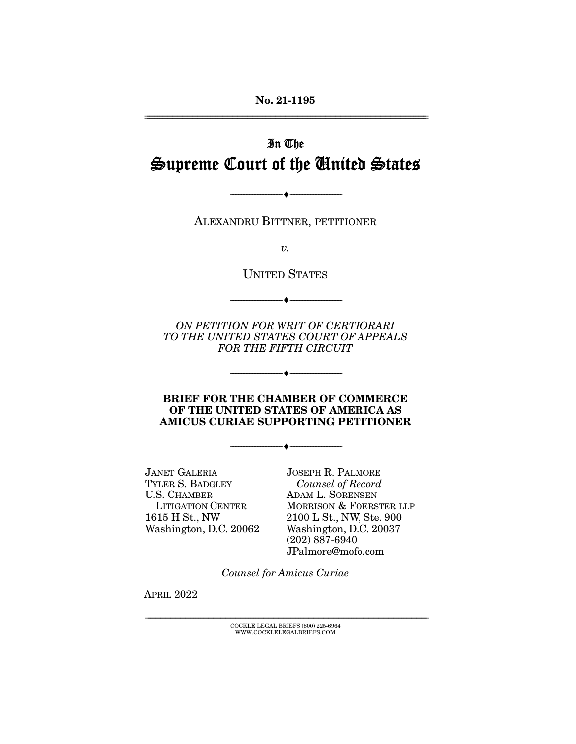No. 21-1195

# In The Supreme Court of the United States

---

ALEXANDRU BITTNER, PETITIONER

*v.*

UNITED STATES

---

*ON PETITION FOR WRIT OF CERTIORARI TO THE UNITED STATES COURT OF APPEALS FOR THE FIFTH CIRCUIT*

---

**BRIEF FOR THE CHAMBER OF COMMERCE OF THE UNITED STATES OF AMERICA AS AMICUS CURIAE SUPPORTING PETITIONER**

---

JANET GALERIA
TYLER S. BADGLEY
U.S. CHAMBER LITIGATION CENTER
1615 H St., NW
Washington, D.C. 20062

JOSEPH R. PALMORE
*Counsel of Record*
ADAM L. SORENSEN
MORRISON & FOERSTER LLP
2100 L St., NW, Ste. 900
Washington, D.C. 20037
(202) 887-6940
JPalmore@mofo.com

*Counsel for Amicus Curiae*

APRIL 2022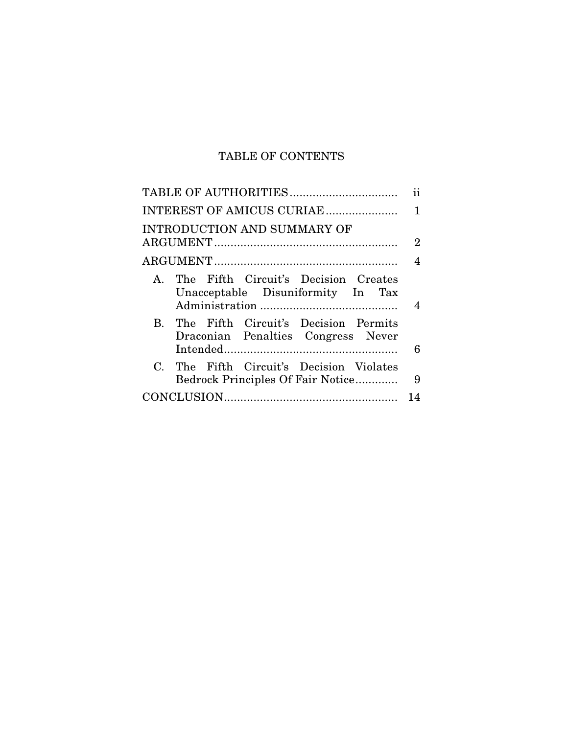# TABLE OF CONTENTS

| | |
|---|---|
| TABLE OF AUTHORITIES | ii |
| INTEREST OF AMICUS CURIAE | 1 |
| INTRODUCTION AND SUMMARY OF ARGUMENT | 2 |
| ARGUMENT | 4 |
| A. The Fifth Circuit's Decision Creates Unacceptable Disuniformity In Tax Administration | 4 |
| B. The Fifth Circuit's Decision Permits Draconian Penalties Congress Never Intended | 6 |
| C. The Fifth Circuit's Decision Violates Bedrock Principles Of Fair Notice | 9 |
| CONCLUSION | 14 |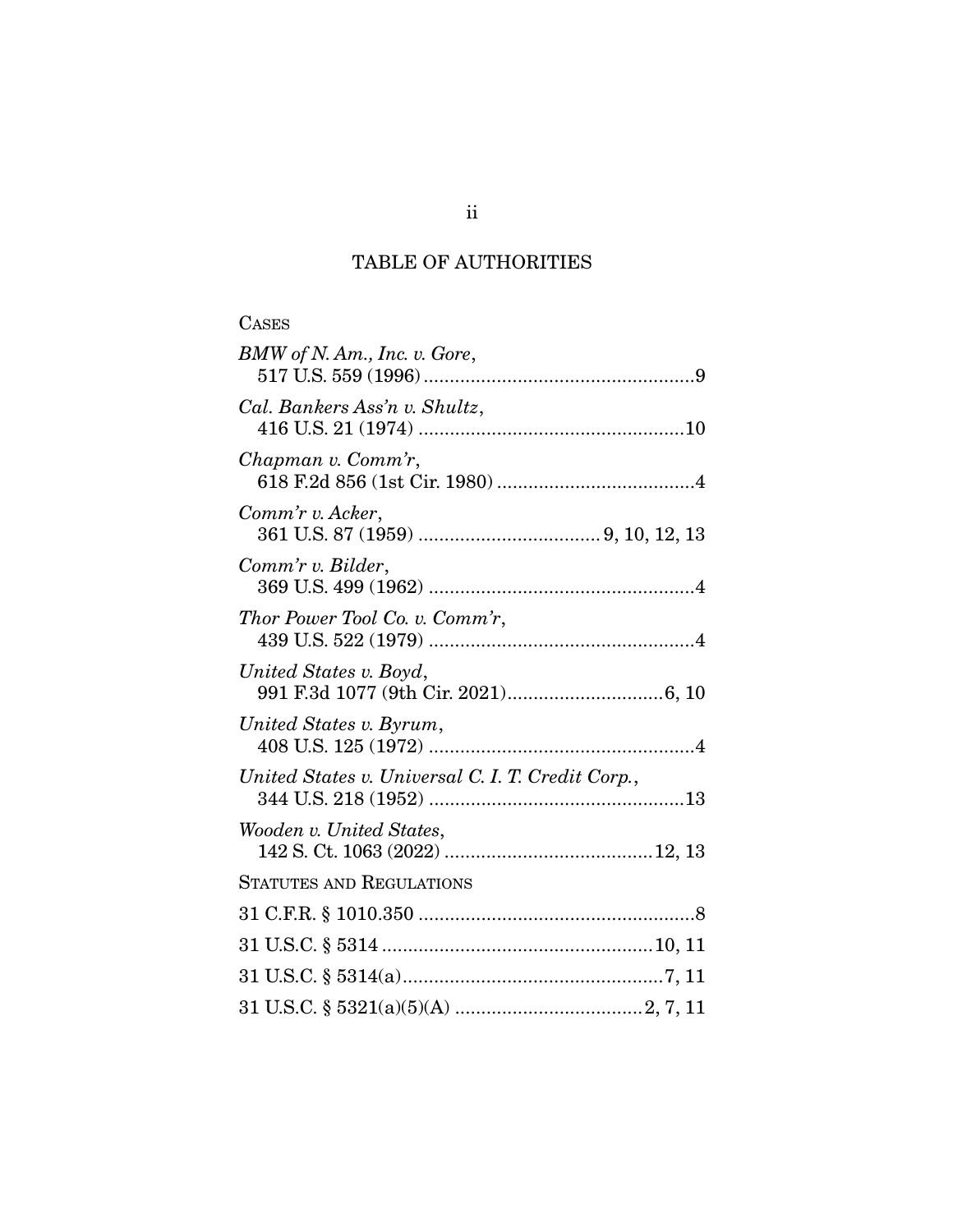# TABLE OF AUTHORITIES

## Cases

*BMW of N. Am., Inc. v. Gore*,
517 U.S. 559 (1996) ....................................................9

*Cal. Bankers Ass'n v. Shultz*,
416 U.S. 21 (1974) ...................................................10

*Chapman v. Comm'r*,
618 F.2d 856 (1st Cir. 1980) ......................................4

*Comm'r v. Acker*,
361 U.S. 87 (1959) .................................. 9, 10, 12, 13

*Comm'r v. Bilder*,
369 U.S. 499 (1962) ...................................................4

*Thor Power Tool Co. v. Comm'r*,
439 U.S. 522 (1979) ...................................................4

*United States v. Boyd*,
991 F.3d 1077 (9th Cir. 2021)..............................6, 10

*United States v. Byrum*,
408 U.S. 125 (1972) ...................................................4

*United States v. Universal C. I. T. Credit Corp.*,
344 U.S. 218 (1952) .................................................13

*Wooden v. United States*,
142 S. Ct. 1063 (2022) ........................................12, 13

## Statutes and Regulations

31 C.F.R. § 1010.350 .....................................................8

31 U.S.C. § 5314 ....................................................10, 11

31 U.S.C. § 5314(a)..................................................7, 11

31 U.S.C. § 5321(a)(5)(A) ....................................2, 7, 11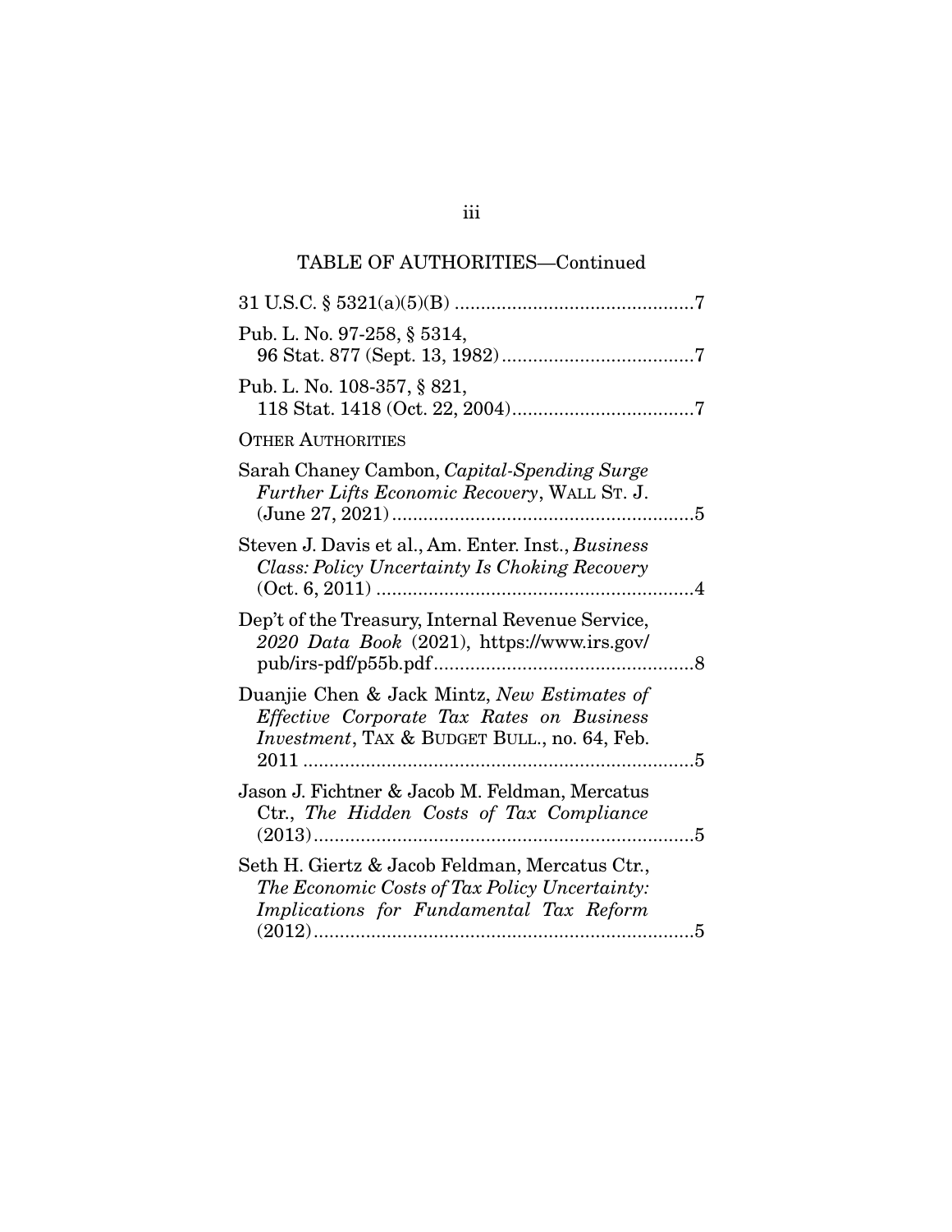## TABLE OF AUTHORITIES—Continued

31 U.S.C. § 5321(a)(5)(B) .............................................7

Pub. L. No. 97-258, § 5314, 96 Stat. 877 (Sept. 13, 1982) ....................................7

Pub. L. No. 108-357, § 821, 118 Stat. 1418 (Oct. 22, 2004)..................................7

OTHER AUTHORITIES

Sarah Chaney Cambon, *Capital-Spending Surge Further Lifts Economic Recovery*, WALL ST. J. (June 27, 2021) ..........................................................5

Steven J. Davis et al., Am. Enter. Inst., *Business Class: Policy Uncertainty Is Choking Recovery* (Oct. 6, 2011) ............................................................4

Dep't of the Treasury, Internal Revenue Service, *2020 Data Book* (2021), https://www.irs.gov/pub/irs-pdf/p55b.pdf..................................................8

Duanjie Chen & Jack Mintz, *New Estimates of Effective Corporate Tax Rates on Business Investment*, TAX & BUDGET BULL., no. 64, Feb. 2011 ...........................................................................5

Jason J. Fichtner & Jacob M. Feldman, Mercatus Ctr., *The Hidden Costs of Tax Compliance* (2013).........................................................................5

Seth H. Giertz & Jacob Feldman, Mercatus Ctr., *The Economic Costs of Tax Policy Uncertainty: Implications for Fundamental Tax Reform* (2012).........................................................................5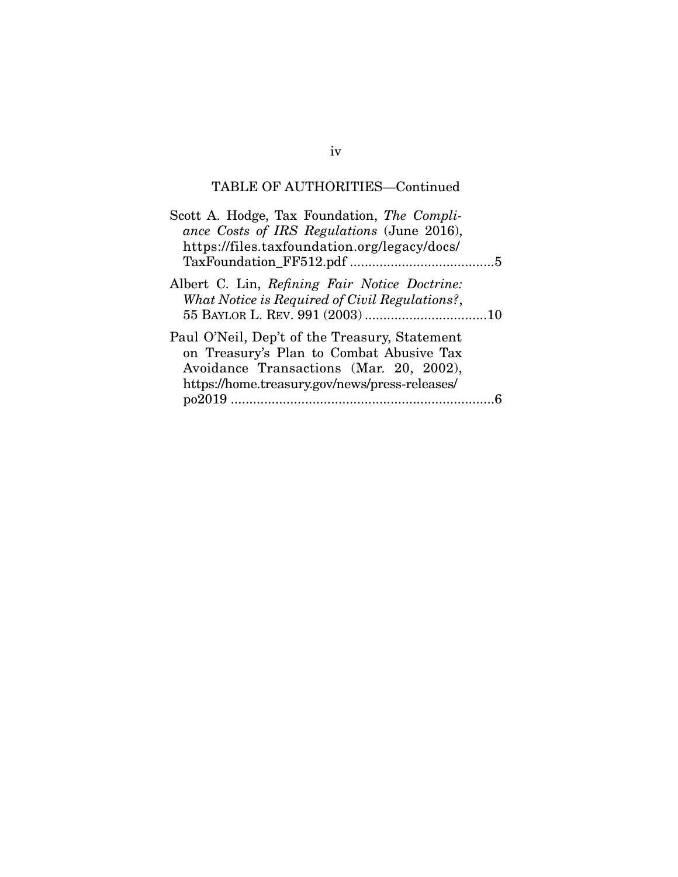TABLE OF AUTHORITIES—Continued

Scott A. Hodge, Tax Foundation, *The Compliance Costs of IRS Regulations* (June 2016), https://files.taxfoundation.org/legacy/docs/TaxFoundation_FF512.pdf .......................................5

Albert C. Lin, *Refining Fair Notice Doctrine: What Notice is Required of Civil Regulations?*, 55 BAYLOR L. REV. 991 (2003) .................................10

Paul O'Neil, Dep't of the Treasury, Statement on Treasury's Plan to Combat Abusive Tax Avoidance Transactions (Mar. 20, 2002), https://home.treasury.gov/news/press-releases/po2019 .......................................................................6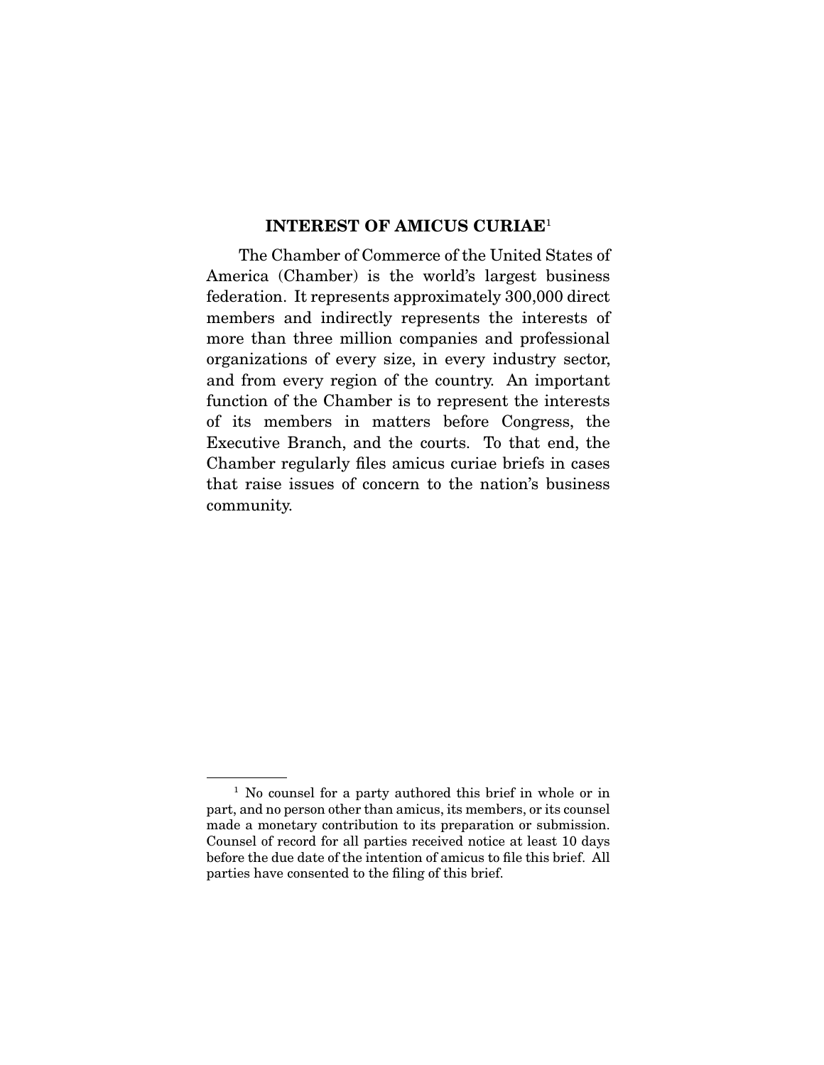## INTEREST OF AMICUS CURIAE[1]

The Chamber of Commerce of the United States of America (Chamber) is the world's largest business federation. It represents approximately 300,000 direct members and indirectly represents the interests of more than three million companies and professional organizations of every size, in every industry sector, and from every region of the country. An important function of the Chamber is to represent the interests of its members in matters before Congress, the Executive Branch, and the courts. To that end, the Chamber regularly files amicus curiae briefs in cases that raise issues of concern to the nation's business community.

---

[1] No counsel for a party authored this brief in whole or in part, and no person other than amicus, its members, or its counsel made a monetary contribution to its preparation or submission. Counsel of record for all parties received notice at least 10 days before the due date of the intention of amicus to file this brief. All parties have consented to the filing of this brief.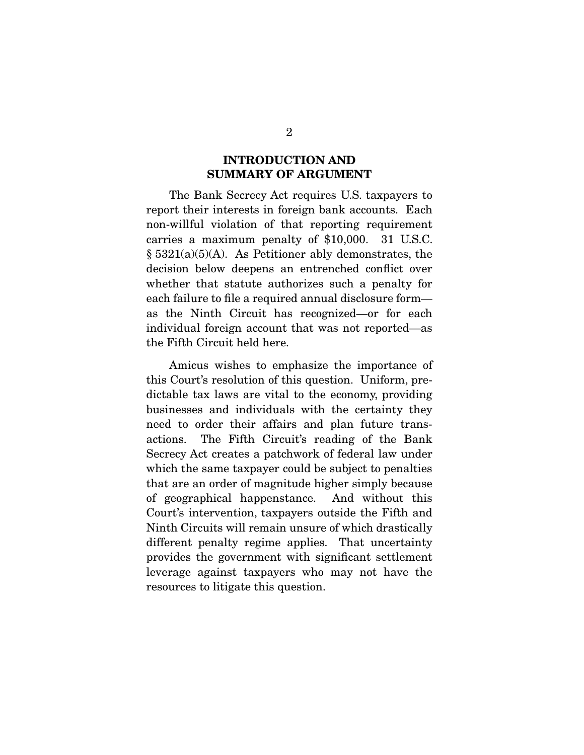## INTRODUCTION AND SUMMARY OF ARGUMENT

The Bank Secrecy Act requires U.S. taxpayers to report their interests in foreign bank accounts. Each non-willful violation of that reporting requirement carries a maximum penalty of $10,000. 31 U.S.C. § 5321(a)(5)(A). As Petitioner ably demonstrates, the decision below deepens an entrenched conflict over whether that statute authorizes such a penalty for each failure to file a required annual disclosure form—as the Ninth Circuit has recognized—or for each individual foreign account that was not reported—as the Fifth Circuit held here.

Amicus wishes to emphasize the importance of this Court's resolution of this question. Uniform, predictable tax laws are vital to the economy, providing businesses and individuals with the certainty they need to order their affairs and plan future transactions. The Fifth Circuit's reading of the Bank Secrecy Act creates a patchwork of federal law under which the same taxpayer could be subject to penalties that are an order of magnitude higher simply because of geographical happenstance. And without this Court's intervention, taxpayers outside the Fifth and Ninth Circuits will remain unsure of which drastically different penalty regime applies. That uncertainty provides the government with significant settlement leverage against taxpayers who may not have the resources to litigate this question.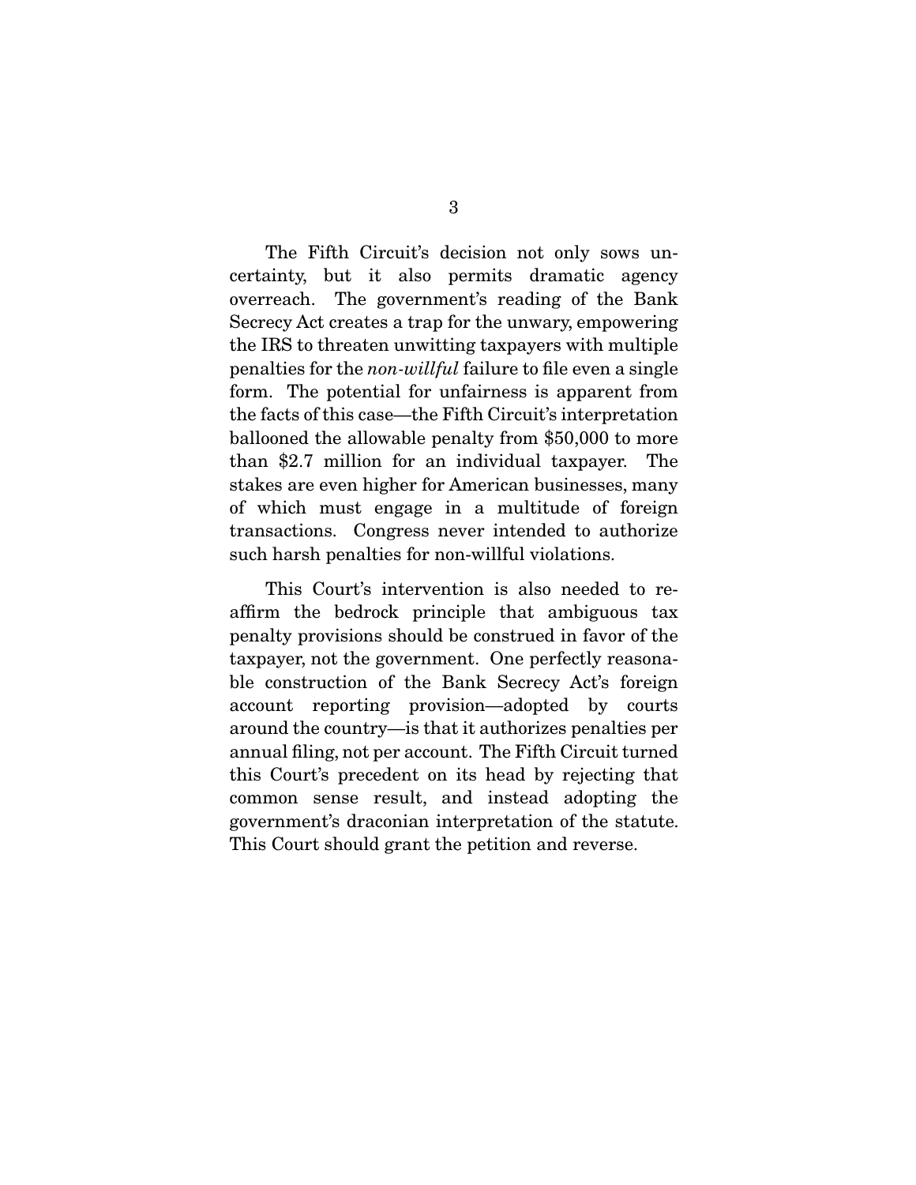The Fifth Circuit's decision not only sows uncertainty, but it also permits dramatic agency overreach. The government's reading of the Bank Secrecy Act creates a trap for the unwary, empowering the IRS to threaten unwitting taxpayers with multiple penalties for the *non-willful* failure to file even a single form. The potential for unfairness is apparent from the facts of this case—the Fifth Circuit's interpretation ballooned the allowable penalty from $50,000 to more than $2.7 million for an individual taxpayer. The stakes are even higher for American businesses, many of which must engage in a multitude of foreign transactions. Congress never intended to authorize such harsh penalties for non-willful violations.

This Court's intervention is also needed to reaffirm the bedrock principle that ambiguous tax penalty provisions should be construed in favor of the taxpayer, not the government. One perfectly reasonable construction of the Bank Secrecy Act's foreign account reporting provision—adopted by courts around the country—is that it authorizes penalties per annual filing, not per account. The Fifth Circuit turned this Court's precedent on its head by rejecting that common sense result, and instead adopting the government's draconian interpretation of the statute. This Court should grant the petition and reverse.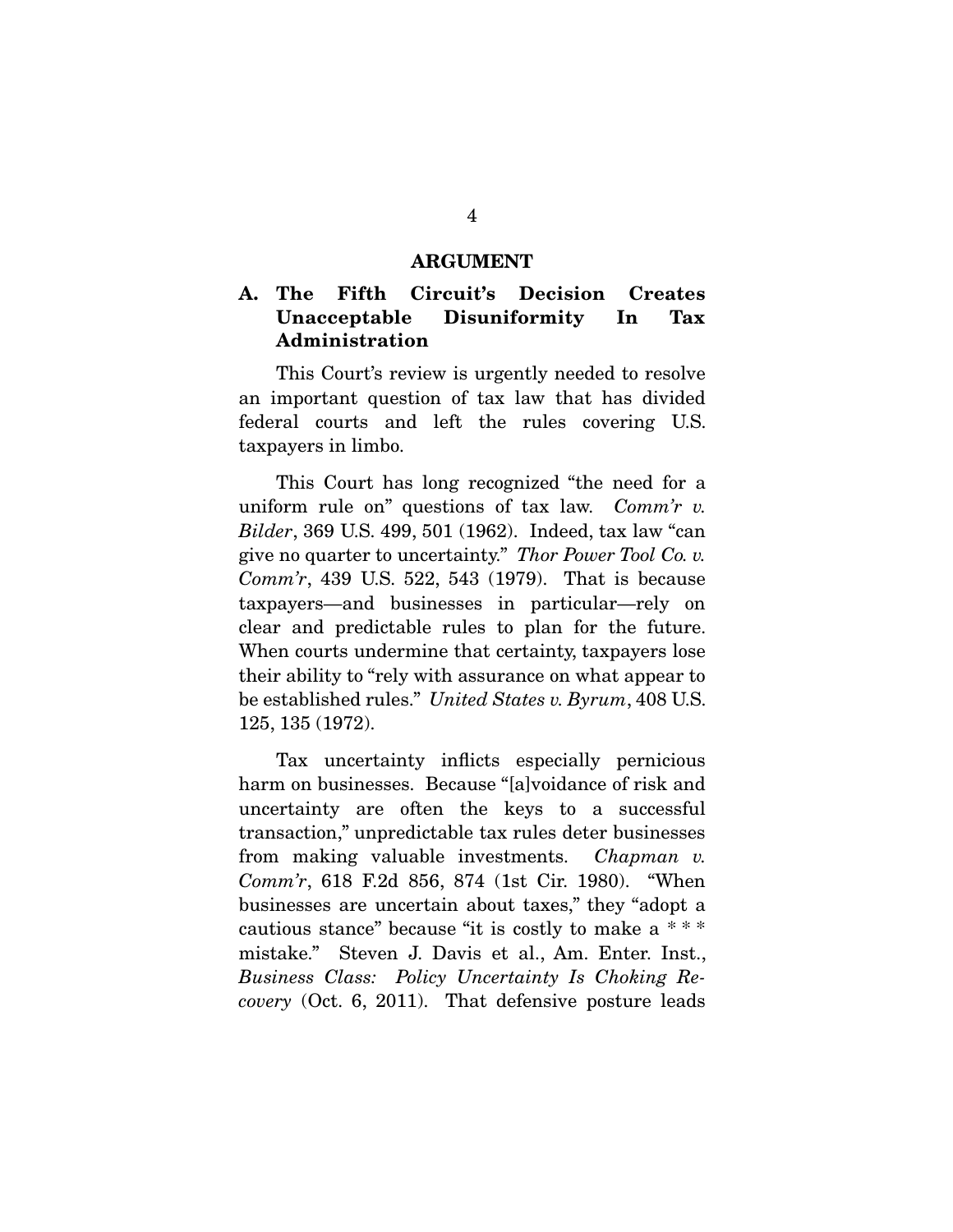## ARGUMENT

### A. The Fifth Circuit's Decision Creates Unacceptable Disuniformity In Tax Administration

This Court's review is urgently needed to resolve an important question of tax law that has divided federal courts and left the rules covering U.S. taxpayers in limbo.

This Court has long recognized "the need for a uniform rule on" questions of tax law. *Comm'r v. Bilder*, 369 U.S. 499, 501 (1962). Indeed, tax law "can give no quarter to uncertainty." *Thor Power Tool Co. v. Comm'r*, 439 U.S. 522, 543 (1979). That is because taxpayers—and businesses in particular—rely on clear and predictable rules to plan for the future. When courts undermine that certainty, taxpayers lose their ability to "rely with assurance on what appear to be established rules." *United States v. Byrum*, 408 U.S. 125, 135 (1972).

Tax uncertainty inflicts especially pernicious harm on businesses. Because "[a]voidance of risk and uncertainty are often the keys to a successful transaction," unpredictable tax rules deter businesses from making valuable investments. *Chapman v. Comm'r*, 618 F.2d 856, 874 (1st Cir. 1980). "When businesses are uncertain about taxes," they "adopt a cautious stance" because "it is costly to make a * * * mistake." Steven J. Davis et al., Am. Enter. Inst., *Business Class: Policy Uncertainty Is Choking Recovery* (Oct. 6, 2011). That defensive posture leads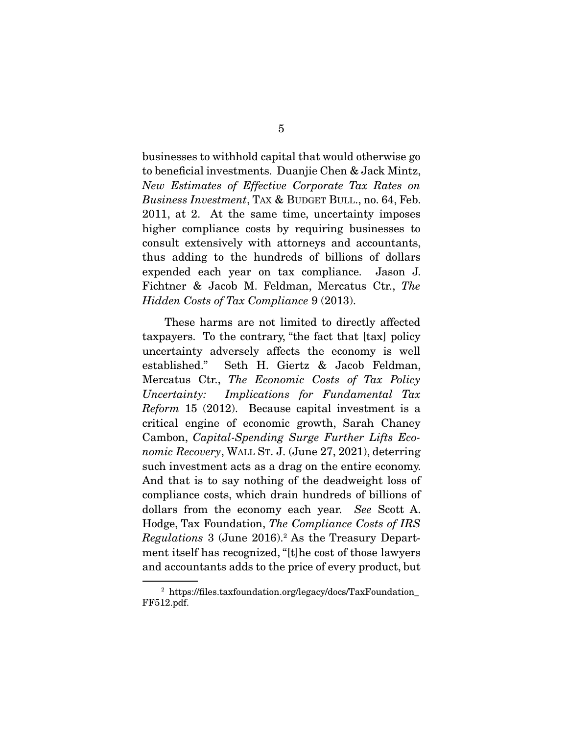businesses to withhold capital that would otherwise go to beneficial investments. Duanjie Chen & Jack Mintz, *New Estimates of Effective Corporate Tax Rates on Business Investment*, TAX & BUDGET BULL., no. 64, Feb. 2011, at 2. At the same time, uncertainty imposes higher compliance costs by requiring businesses to consult extensively with attorneys and accountants, thus adding to the hundreds of billions of dollars expended each year on tax compliance. Jason J. Fichtner & Jacob M. Feldman, Mercatus Ctr., *The Hidden Costs of Tax Compliance* 9 (2013).

These harms are not limited to directly affected taxpayers. To the contrary, "the fact that [tax] policy uncertainty adversely affects the economy is well established." Seth H. Giertz & Jacob Feldman, Mercatus Ctr., *The Economic Costs of Tax Policy Uncertainty: Implications for Fundamental Tax Reform* 15 (2012). Because capital investment is a critical engine of economic growth, Sarah Chaney Cambon, *Capital-Spending Surge Further Lifts Economic Recovery*, WALL ST. J. (June 27, 2021), deterring such investment acts as a drag on the entire economy. And that is to say nothing of the deadweight loss of compliance costs, which drain hundreds of billions of dollars from the economy each year. *See* Scott A. Hodge, Tax Foundation, *The Compliance Costs of IRS Regulations* 3 (June 2016).[2] As the Treasury Department itself has recognized, "[t]he cost of those lawyers and accountants adds to the price of every product, but

[2] https://files.taxfoundation.org/legacy/docs/TaxFoundation_FF512.pdf.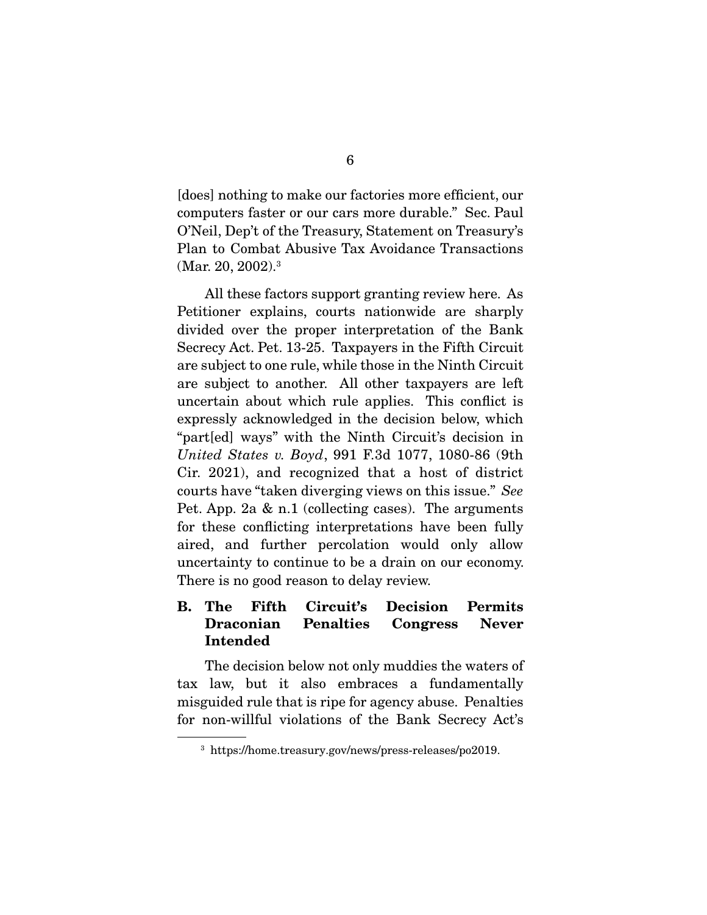[does] nothing to make our factories more efficient, our computers faster or our cars more durable." Sec. Paul O'Neil, Dep't of the Treasury, Statement on Treasury's Plan to Combat Abusive Tax Avoidance Transactions (Mar. 20, 2002).[3]

All these factors support granting review here. As Petitioner explains, courts nationwide are sharply divided over the proper interpretation of the Bank Secrecy Act. Pet. 13-25. Taxpayers in the Fifth Circuit are subject to one rule, while those in the Ninth Circuit are subject to another. All other taxpayers are left uncertain about which rule applies. This conflict is expressly acknowledged in the decision below, which "part[ed] ways" with the Ninth Circuit's decision in *United States v. Boyd*, 991 F.3d 1077, 1080-86 (9th Cir. 2021), and recognized that a host of district courts have "taken diverging views on this issue." *See* Pet. App. 2a & n.1 (collecting cases). The arguments for these conflicting interpretations have been fully aired, and further percolation would only allow uncertainty to continue to be a drain on our economy. There is no good reason to delay review.

### B. The Fifth Circuit's Decision Permits Draconian Penalties Congress Never Intended

The decision below not only muddies the waters of tax law, but it also embraces a fundamentally misguided rule that is ripe for agency abuse. Penalties for non-willful violations of the Bank Secrecy Act's

[3] https://home.treasury.gov/news/press-releases/po2019.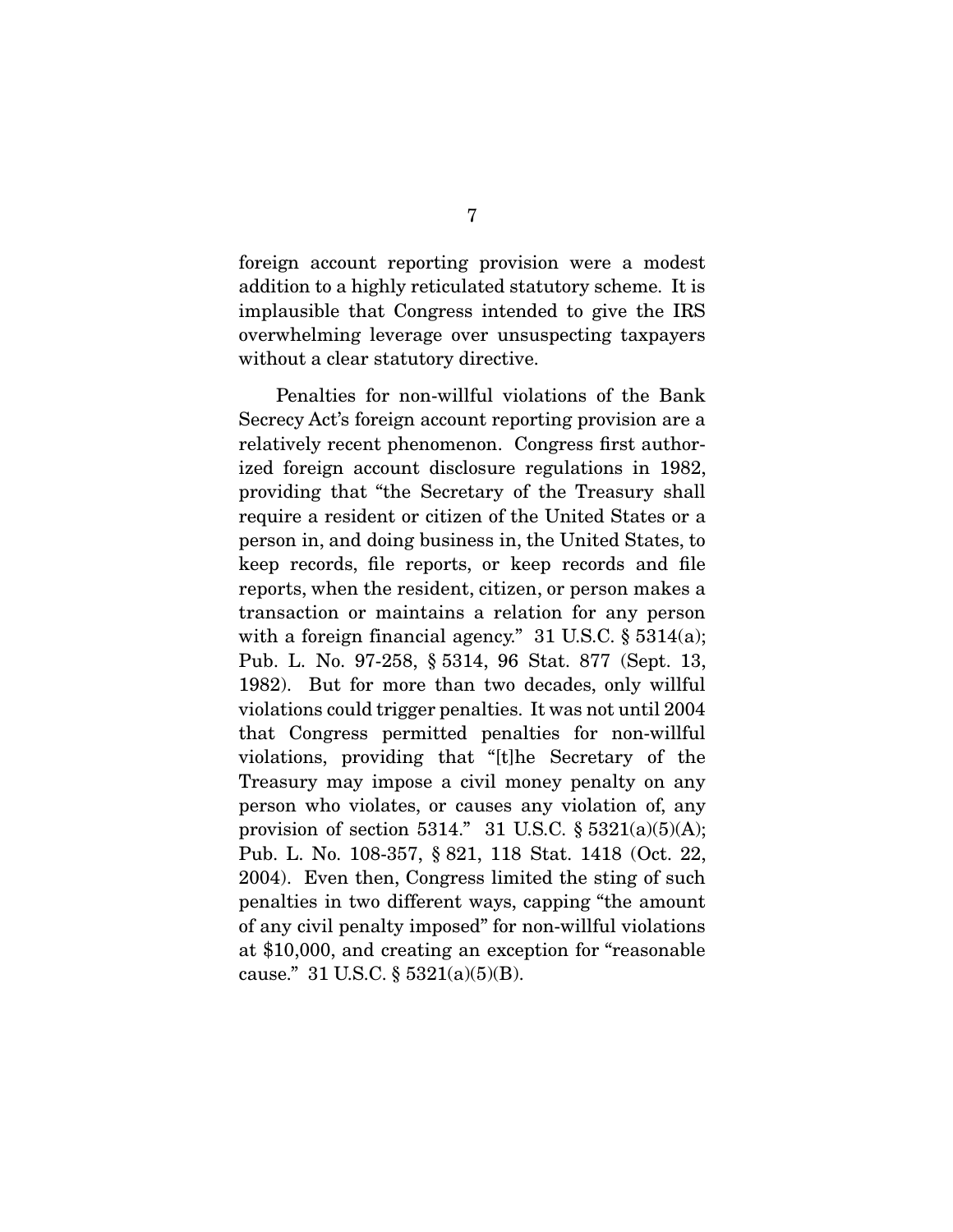foreign account reporting provision were a modest addition to a highly reticulated statutory scheme. It is implausible that Congress intended to give the IRS overwhelming leverage over unsuspecting taxpayers without a clear statutory directive.

Penalties for non-willful violations of the Bank Secrecy Act's foreign account reporting provision are a relatively recent phenomenon. Congress first authorized foreign account disclosure regulations in 1982, providing that "the Secretary of the Treasury shall require a resident or citizen of the United States or a person in, and doing business in, the United States, to keep records, file reports, or keep records and file reports, when the resident, citizen, or person makes a transaction or maintains a relation for any person with a foreign financial agency." 31 U.S.C. § 5314(a); Pub. L. No. 97-258, § 5314, 96 Stat. 877 (Sept. 13, 1982). But for more than two decades, only willful violations could trigger penalties. It was not until 2004 that Congress permitted penalties for non-willful violations, providing that "[t]he Secretary of the Treasury may impose a civil money penalty on any person who violates, or causes any violation of, any provision of section 5314." 31 U.S.C. § 5321(a)(5)(A); Pub. L. No. 108-357, § 821, 118 Stat. 1418 (Oct. 22, 2004). Even then, Congress limited the sting of such penalties in two different ways, capping "the amount of any civil penalty imposed" for non-willful violations at $10,000, and creating an exception for "reasonable cause." 31 U.S.C. § 5321(a)(5)(B).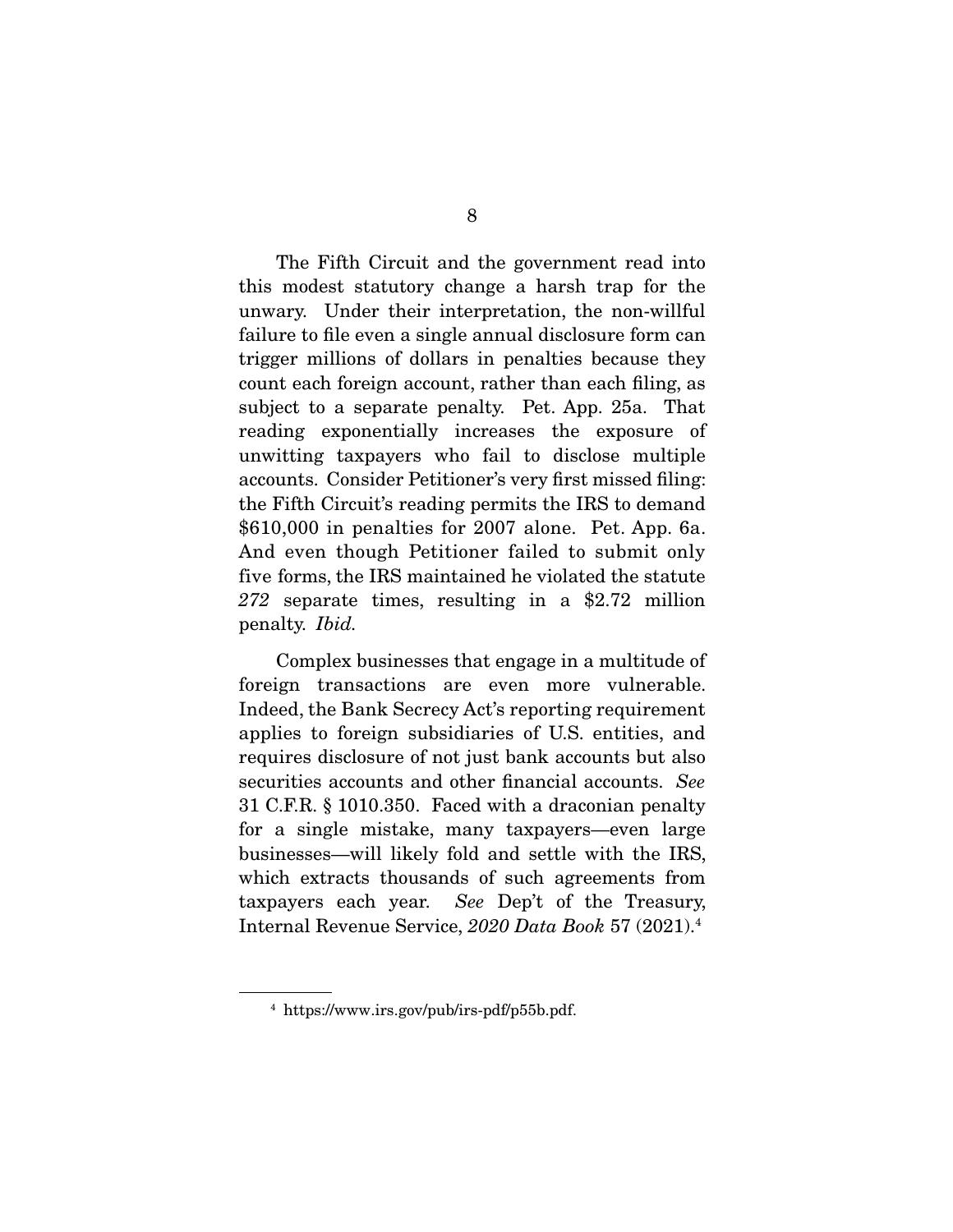The Fifth Circuit and the government read into this modest statutory change a harsh trap for the unwary. Under their interpretation, the non-willful failure to file even a single annual disclosure form can trigger millions of dollars in penalties because they count each foreign account, rather than each filing, as subject to a separate penalty. Pet. App. 25a. That reading exponentially increases the exposure of unwitting taxpayers who fail to disclose multiple accounts. Consider Petitioner's very first missed filing: the Fifth Circuit's reading permits the IRS to demand $610,000 in penalties for 2007 alone. Pet. App. 6a. And even though Petitioner failed to submit only five forms, the IRS maintained he violated the statute *272* separate times, resulting in a $2.72 million penalty. *Ibid.*

Complex businesses that engage in a multitude of foreign transactions are even more vulnerable. Indeed, the Bank Secrecy Act's reporting requirement applies to foreign subsidiaries of U.S. entities, and requires disclosure of not just bank accounts but also securities accounts and other financial accounts. *See* 31 C.F.R. § 1010.350. Faced with a draconian penalty for a single mistake, many taxpayers—even large businesses—will likely fold and settle with the IRS, which extracts thousands of such agreements from taxpayers each year. *See* Dep't of the Treasury, Internal Revenue Service, *2020 Data Book* 57 (2021).[4]

[4] https://www.irs.gov/pub/irs-pdf/p55b.pdf.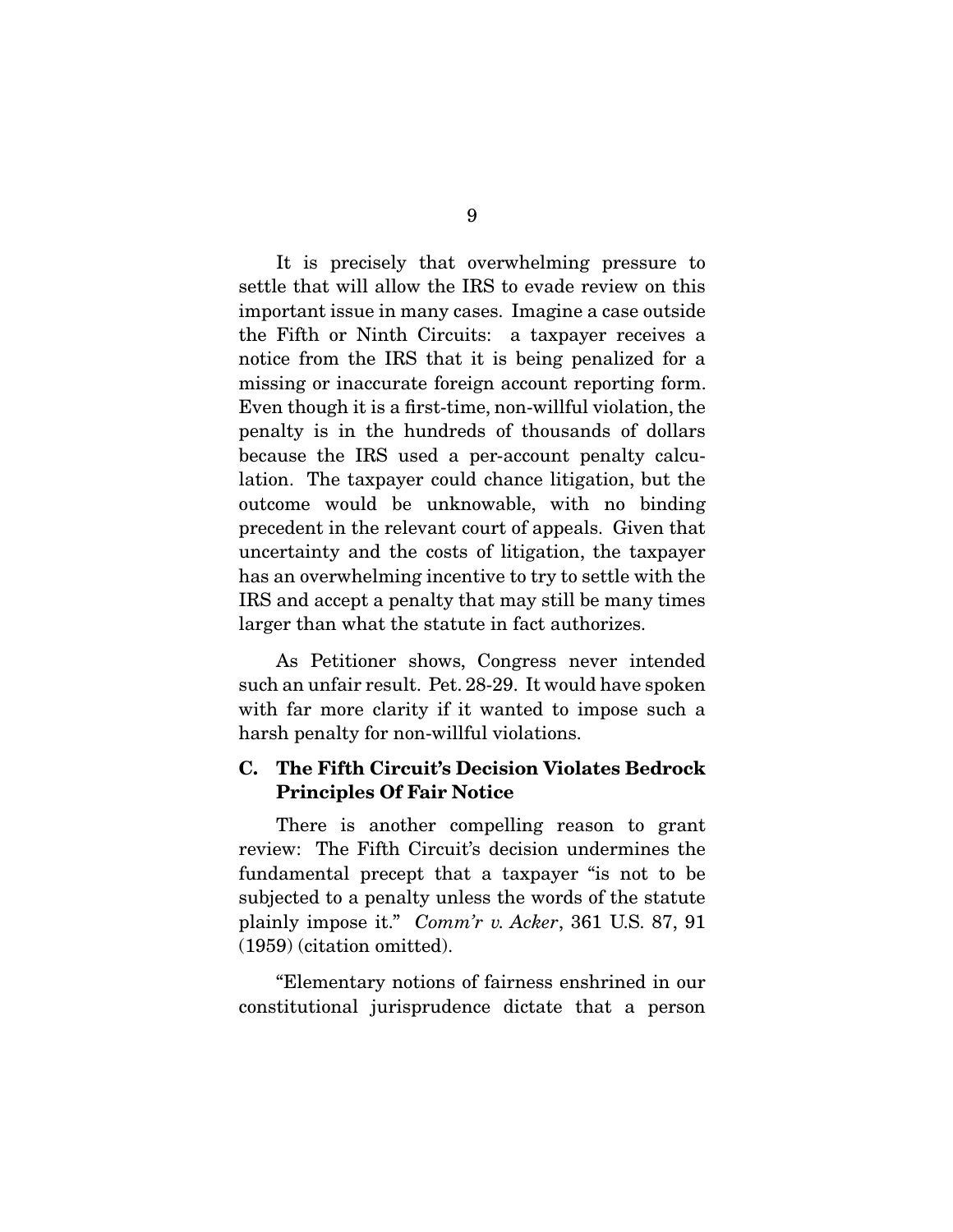It is precisely that overwhelming pressure to settle that will allow the IRS to evade review on this important issue in many cases. Imagine a case outside the Fifth or Ninth Circuits: a taxpayer receives a notice from the IRS that it is being penalized for a missing or inaccurate foreign account reporting form. Even though it is a first-time, non-willful violation, the penalty is in the hundreds of thousands of dollars because the IRS used a per-account penalty calculation. The taxpayer could chance litigation, but the outcome would be unknowable, with no binding precedent in the relevant court of appeals. Given that uncertainty and the costs of litigation, the taxpayer has an overwhelming incentive to try to settle with the IRS and accept a penalty that may still be many times larger than what the statute in fact authorizes.

As Petitioner shows, Congress never intended such an unfair result. Pet. 28-29. It would have spoken with far more clarity if it wanted to impose such a harsh penalty for non-willful violations.

### C. The Fifth Circuit's Decision Violates Bedrock Principles Of Fair Notice

There is another compelling reason to grant review: The Fifth Circuit's decision undermines the fundamental precept that a taxpayer "is not to be subjected to a penalty unless the words of the statute plainly impose it." *Comm'r v. Acker*, 361 U.S. 87, 91 (1959) (citation omitted).

"Elementary notions of fairness enshrined in our constitutional jurisprudence dictate that a person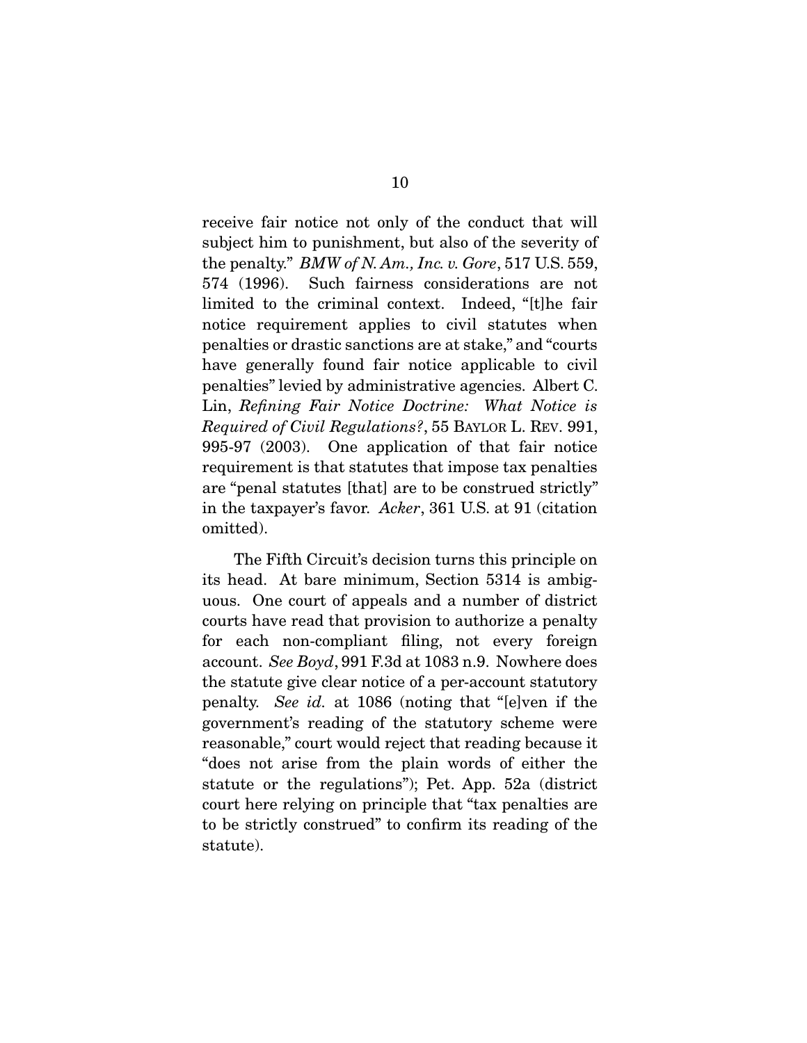receive fair notice not only of the conduct that will subject him to punishment, but also of the severity of the penalty." *BMW of N. Am., Inc. v. Gore*, 517 U.S. 559, 574 (1996). Such fairness considerations are not limited to the criminal context. Indeed, "[t]he fair notice requirement applies to civil statutes when penalties or drastic sanctions are at stake," and "courts have generally found fair notice applicable to civil penalties" levied by administrative agencies. Albert C. Lin, *Refining Fair Notice Doctrine: What Notice is Required of Civil Regulations?*, 55 BAYLOR L. REV. 991, 995-97 (2003). One application of that fair notice requirement is that statutes that impose tax penalties are "penal statutes [that] are to be construed strictly" in the taxpayer's favor. *Acker*, 361 U.S. at 91 (citation omitted).

The Fifth Circuit's decision turns this principle on its head. At bare minimum, Section 5314 is ambiguous. One court of appeals and a number of district courts have read that provision to authorize a penalty for each non-compliant filing, not every foreign account. *See Boyd*, 991 F.3d at 1083 n.9. Nowhere does the statute give clear notice of a per-account statutory penalty. *See id.* at 1086 (noting that "[e]ven if the government's reading of the statutory scheme were reasonable," court would reject that reading because it "does not arise from the plain words of either the statute or the regulations"); Pet. App. 52a (district court here relying on principle that "tax penalties are to be strictly construed" to confirm its reading of the statute).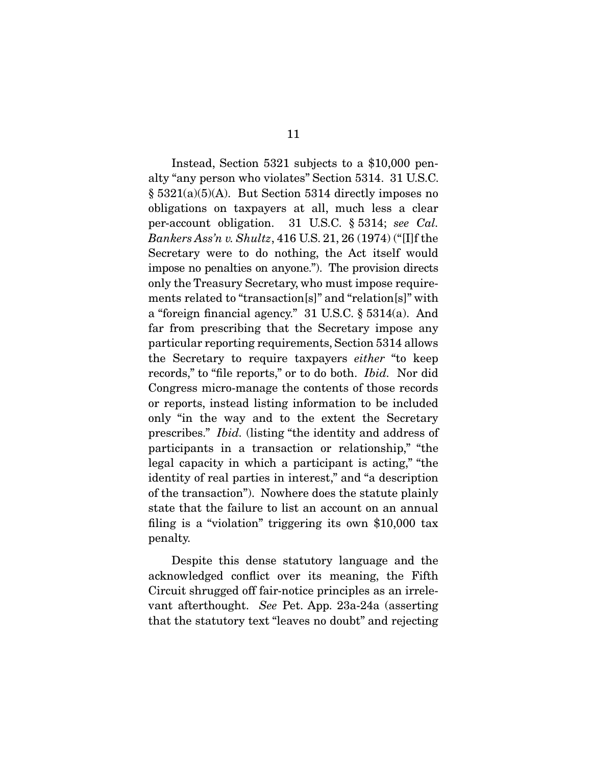Instead, Section 5321 subjects to a $10,000 penalty "any person who violates" Section 5314. 31 U.S.C. § 5321(a)(5)(A). But Section 5314 directly imposes no obligations on taxpayers at all, much less a clear per-account obligation. 31 U.S.C. § 5314; *see Cal. Bankers Ass'n v. Shultz*, 416 U.S. 21, 26 (1974) ("[I]f the Secretary were to do nothing, the Act itself would impose no penalties on anyone."). The provision directs only the Treasury Secretary, who must impose requirements related to "transaction[s]" and "relation[s]" with a "foreign financial agency." 31 U.S.C. § 5314(a). And far from prescribing that the Secretary impose any particular reporting requirements, Section 5314 allows the Secretary to require taxpayers *either* "to keep records," to "file reports," or to do both. *Ibid.* Nor did Congress micro-manage the contents of those records or reports, instead listing information to be included only "in the way and to the extent the Secretary prescribes." *Ibid.* (listing "the identity and address of participants in a transaction or relationship," "the legal capacity in which a participant is acting," "the identity of real parties in interest," and "a description of the transaction"). Nowhere does the statute plainly state that the failure to list an account on an annual filing is a "violation" triggering its own $10,000 tax penalty.

Despite this dense statutory language and the acknowledged conflict over its meaning, the Fifth Circuit shrugged off fair-notice principles as an irrelevant afterthought. *See* Pet. App. 23a-24a (asserting that the statutory text "leaves no doubt" and rejecting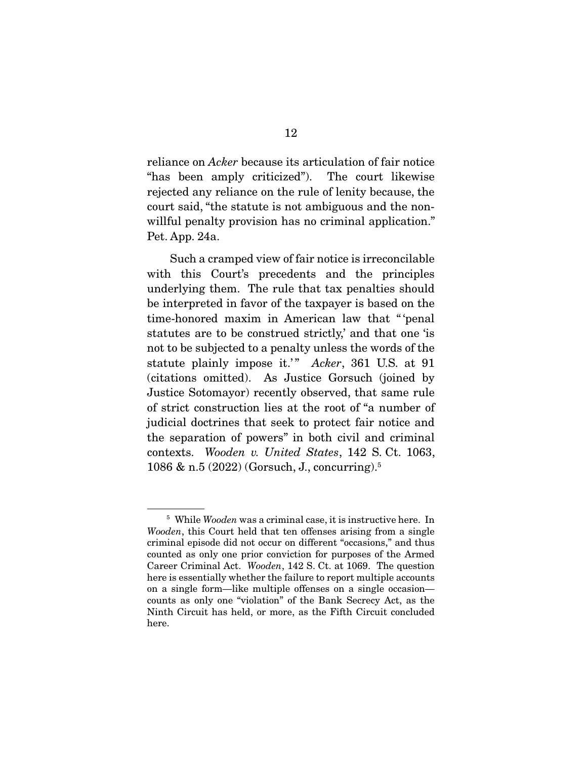reliance on *Acker* because its articulation of fair notice "has been amply criticized"). The court likewise rejected any reliance on the rule of lenity because, the court said, "the statute is not ambiguous and the non-willful penalty provision has no criminal application." Pet. App. 24a.

Such a cramped view of fair notice is irreconcilable with this Court's precedents and the principles underlying them. The rule that tax penalties should be interpreted in favor of the taxpayer is based on the time-honored maxim in American law that "'penal statutes are to be construed strictly,' and that one 'is not to be subjected to a penalty unless the words of the statute plainly impose it.'" *Acker*, 361 U.S. at 91 (citations omitted). As Justice Gorsuch (joined by Justice Sotomayor) recently observed, that same rule of strict construction lies at the root of "a number of judicial doctrines that seek to protect fair notice and the separation of powers" in both civil and criminal contexts. *Wooden v. United States*, 142 S. Ct. 1063, 1086 & n.5 (2022) (Gorsuch, J., concurring).[5]

[5] While *Wooden* was a criminal case, it is instructive here. In *Wooden*, this Court held that ten offenses arising from a single criminal episode did not occur on different "occasions," and thus counted as only one prior conviction for purposes of the Armed Career Criminal Act. *Wooden*, 142 S. Ct. at 1069. The question here is essentially whether the failure to report multiple accounts on a single form—like multiple offenses on a single occasion—counts as only one "violation" of the Bank Secrecy Act, as the Ninth Circuit has held, or more, as the Fifth Circuit concluded here.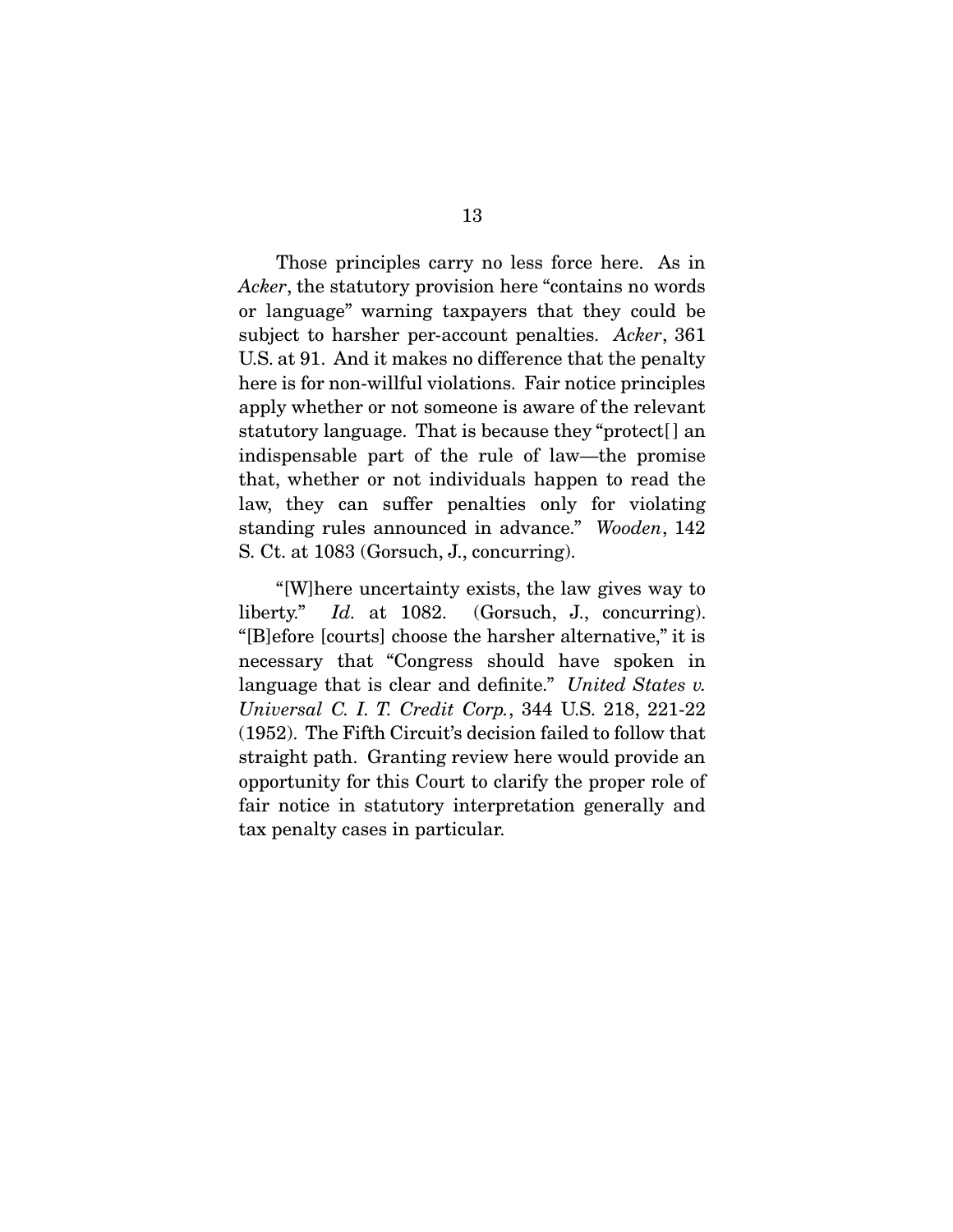Those principles carry no less force here. As in *Acker*, the statutory provision here "contains no words or language" warning taxpayers that they could be subject to harsher per-account penalties. *Acker*, 361 U.S. at 91. And it makes no difference that the penalty here is for non-willful violations. Fair notice principles apply whether or not someone is aware of the relevant statutory language. That is because they "protect[] an indispensable part of the rule of law—the promise that, whether or not individuals happen to read the law, they can suffer penalties only for violating standing rules announced in advance." *Wooden*, 142 S. Ct. at 1083 (Gorsuch, J., concurring).

"[W]here uncertainty exists, the law gives way to liberty." *Id.* at 1082. (Gorsuch, J., concurring). "[B]efore [courts] choose the harsher alternative," it is necessary that "Congress should have spoken in language that is clear and definite." *United States v. Universal C. I. T. Credit Corp.*, 344 U.S. 218, 221-22 (1952). The Fifth Circuit's decision failed to follow that straight path. Granting review here would provide an opportunity for this Court to clarify the proper role of fair notice in statutory interpretation generally and tax penalty cases in particular.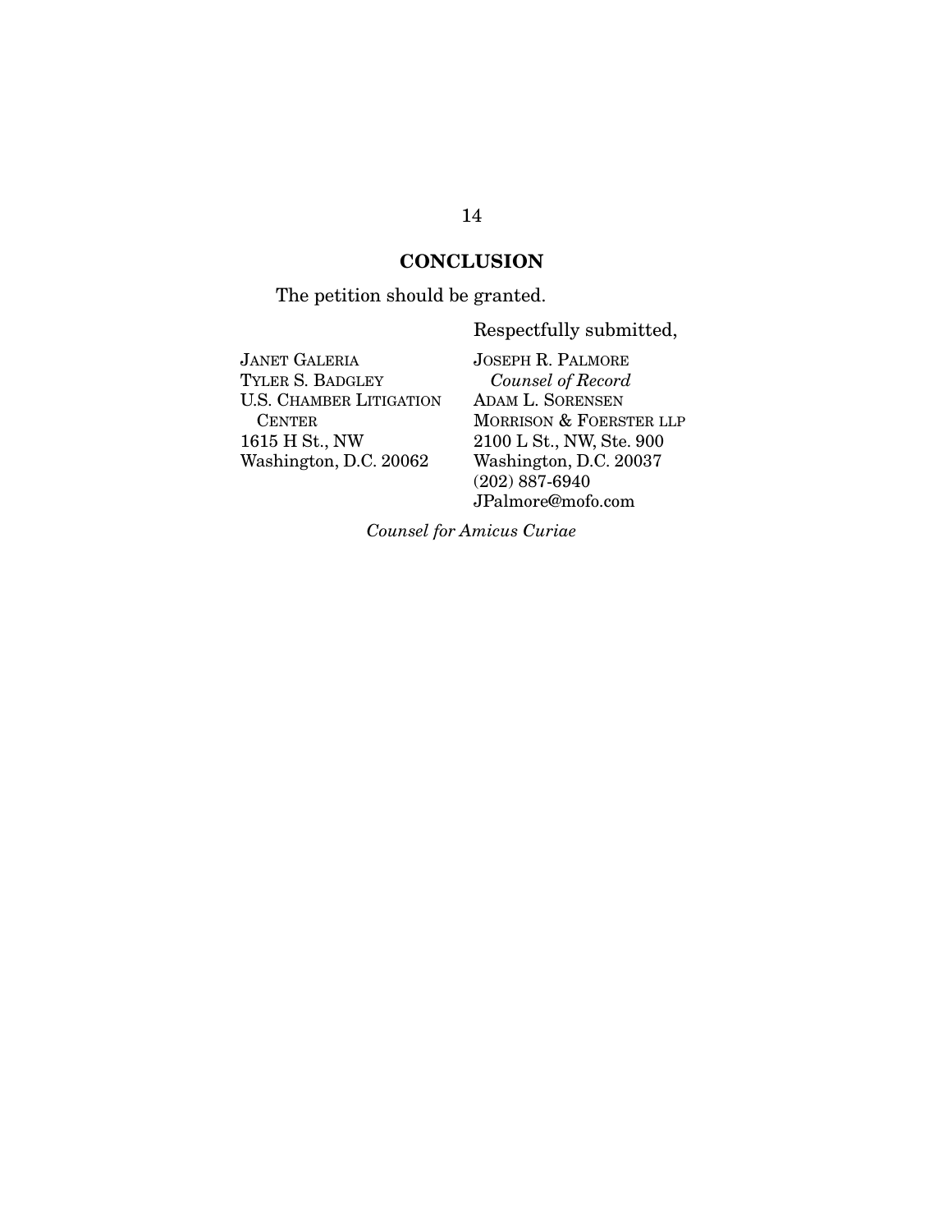## CONCLUSION

The petition should be granted.

Respectfully submitted,

JANET GALERIA
TYLER S. BADGLEY
U.S. CHAMBER LITIGATION CENTER
1615 H St., NW
Washington, D.C. 20062

JOSEPH R. PALMORE
*Counsel of Record*
ADAM L. SORENSEN
MORRISON & FOERSTER LLP
2100 L St., NW, Ste. 900
Washington, D.C. 20037
(202) 887-6940
JPalmore@mofo.com

*Counsel for Amicus Curiae*